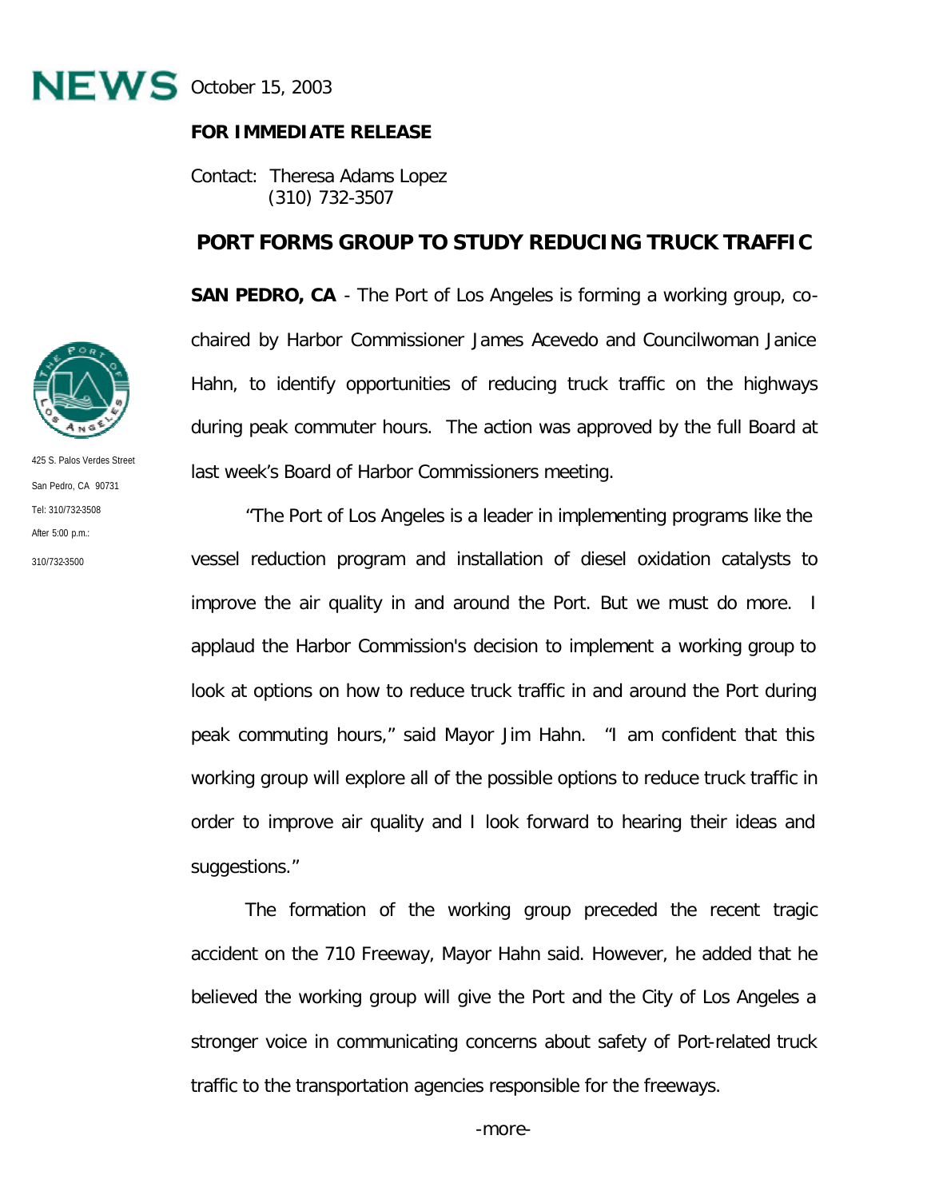**NEWS** October 15, 2003

**FOR IMMEDIATE RELEASE**

Contact: Theresa Adams Lopez
(310) 732-3507

425 S. Palos Verdes Street
San Pedro, CA 90731
Tel: 310/732-3508
After 5:00 p.m.:
310/732-3500

## PORT FORMS GROUP TO STUDY REDUCING TRUCK TRAFFIC

**SAN PEDRO, CA** - The Port of Los Angeles is forming a working group, co-chaired by Harbor Commissioner James Acevedo and Councilwoman Janice Hahn, to identify opportunities of reducing truck traffic on the highways during peak commuter hours. The action was approved by the full Board at last week's Board of Harbor Commissioners meeting.

"The Port of Los Angeles is a leader in implementing programs like the vessel reduction program and installation of diesel oxidation catalysts to improve the air quality in and around the Port. But we must do more. I applaud the Harbor Commission's decision to implement a working group to look at options on how to reduce truck traffic in and around the Port during peak commuting hours," said Mayor Jim Hahn. "I am confident that this working group will explore all of the possible options to reduce truck traffic in order to improve air quality and I look forward to hearing their ideas and suggestions."

The formation of the working group preceded the recent tragic accident on the 710 Freeway, Mayor Hahn said. However, he added that he believed the working group will give the Port and the City of Los Angeles a stronger voice in communicating concerns about safety of Port-related truck traffic to the transportation agencies responsible for the freeways.

-more-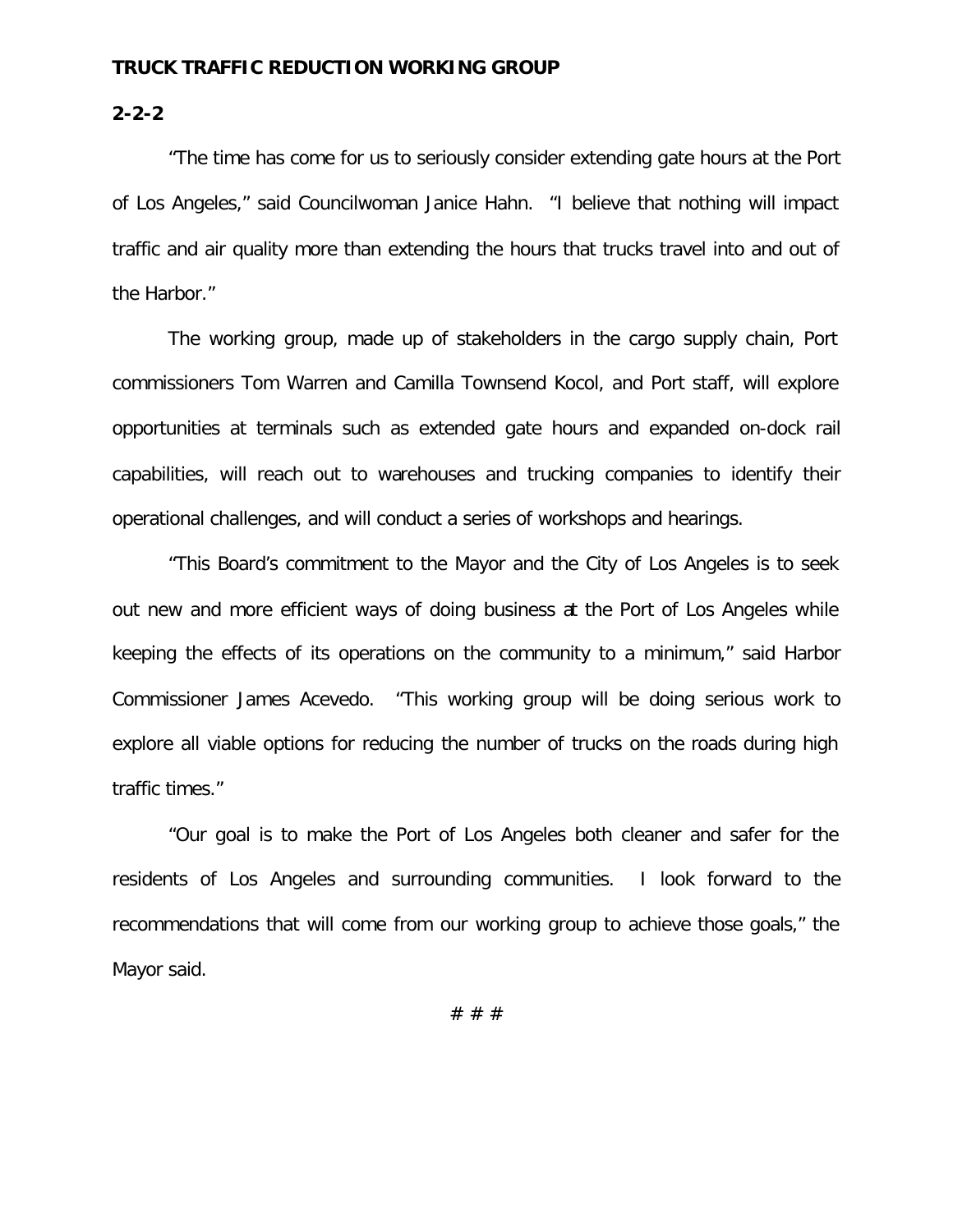"The time has come for us to seriously consider extending gate hours at the Port of Los Angeles," said Councilwoman Janice Hahn. "I believe that nothing will impact traffic and air quality more than extending the hours that trucks travel into and out of the Harbor."

The working group, made up of stakeholders in the cargo supply chain, Port commissioners Tom Warren and Camilla Townsend Kocol, and Port staff, will explore opportunities at terminals such as extended gate hours and expanded on-dock rail capabilities, will reach out to warehouses and trucking companies to identify their operational challenges, and will conduct a series of workshops and hearings.

"This Board's commitment to the Mayor and the City of Los Angeles is to seek out new and more efficient ways of doing business at the Port of Los Angeles while keeping the effects of its operations on the community to a minimum," said Harbor Commissioner James Acevedo. "This working group will be doing serious work to explore all viable options for reducing the number of trucks on the roads during high traffic times."

"Our goal is to make the Port of Los Angeles both cleaner and safer for the residents of Los Angeles and surrounding communities. I look forward to the recommendations that will come from our working group to achieve those goals," the Mayor said.

# # #